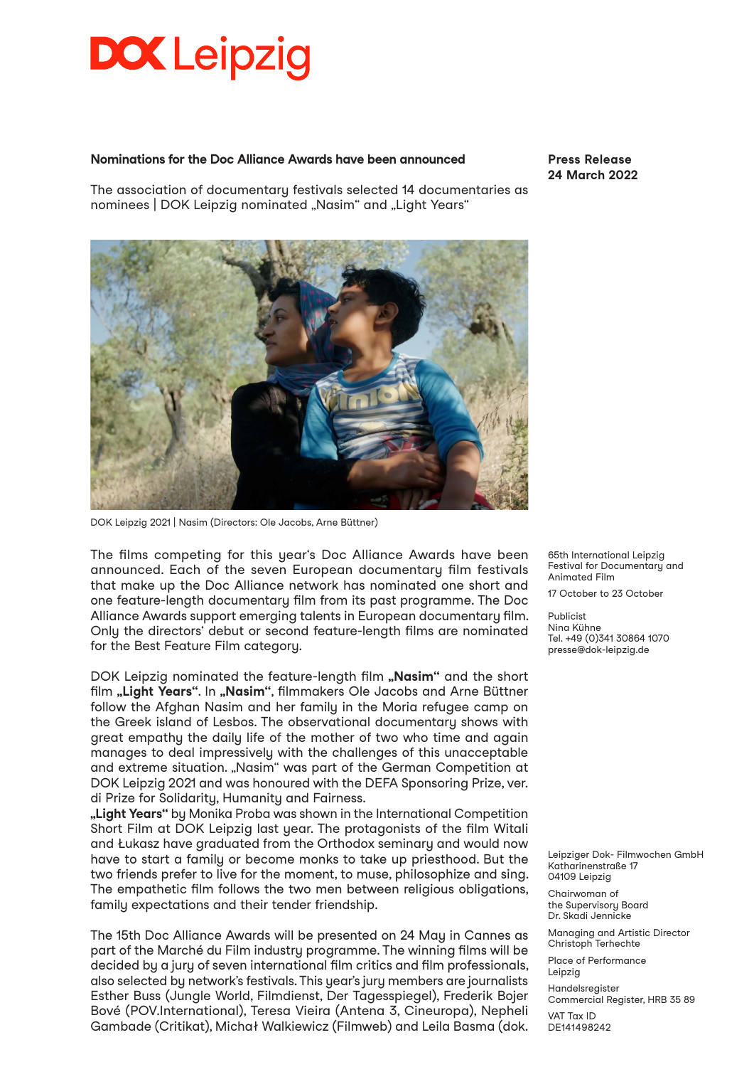# DOK Leipzig

**Nominations for the Doc Alliance Awards have been announced**

The association of documentary festivals selected 14 documentaries as nominees | DOK Leipzig nominated „Nasim" and „Light Years"

**Press Release**
**24 March 2022**

DOK Leipzig 2021 | Nasim (Directors: Ole Jacobs, Arne Büttner)

The films competing for this year's Doc Alliance Awards have been announced. Each of the seven European documentary film festivals that make up the Doc Alliance network has nominated one short and one feature-length documentary film from its past programme. The Doc Alliance Awards support emerging talents in European documentary film. Only the directors' debut or second feature-length films are nominated for the Best Feature Film category.

DOK Leipzig nominated the feature-length film **„Nasim"** and the short film **„Light Years"**. In **„Nasim"**, filmmakers Ole Jacobs and Arne Büttner follow the Afghan Nasim and her family in the Moria refugee camp on the Greek island of Lesbos. The observational documentary shows with great empathy the daily life of the mother of two who time and again manages to deal impressively with the challenges of this unacceptable and extreme situation. „Nasim" was part of the German Competition at DOK Leipzig 2021 and was honoured with the DEFA Sponsoring Prize, ver.di Prize for Solidarity, Humanity and Fairness.
**„Light Years"** by Monika Proba was shown in the International Competition Short Film at DOK Leipzig last year. The protagonists of the film Witali and Łukasz have graduated from the Orthodox seminary and would now have to start a family or become monks to take up priesthood. But the two friends prefer to live for the moment, to muse, philosophize and sing. The empathetic film follows the two men between religious obligations, family expectations and their tender friendship.

The 15th Doc Alliance Awards will be presented on 24 May in Cannes as part of the Marché du Film industry programme. The winning films will be decided by a jury of seven international film critics and film professionals, also selected by network's festivals. This year's jury members are journalists Esther Buss (Jungle World, Filmdienst, Der Tagesspiegel), Frederik Bojer Bové (POV.International), Teresa Vieira (Antena 3, Cineuropa), Nepheli Gambade (Critikat), Michał Walkiewicz (Filmweb) and Leila Basma (dok.

65th International Leipzig Festival for Documentary and Animated Film

17 October to 23 October

Publicist
Nina Kühne
Tel. +49 (0)341 30864 1070
presse@dok-leipzig.de

Leipziger Dok- Filmwochen GmbH
Katharinenstraße 17
04109 Leipzig

Chairwoman of the Supervisory Board
Dr. Skadi Jennicke

Managing and Artistic Director
Christoph Terhechte

Place of Performance
Leipzig

Handelsregister
Commercial Register, HRB 35 89

VAT Tax ID
DE141498242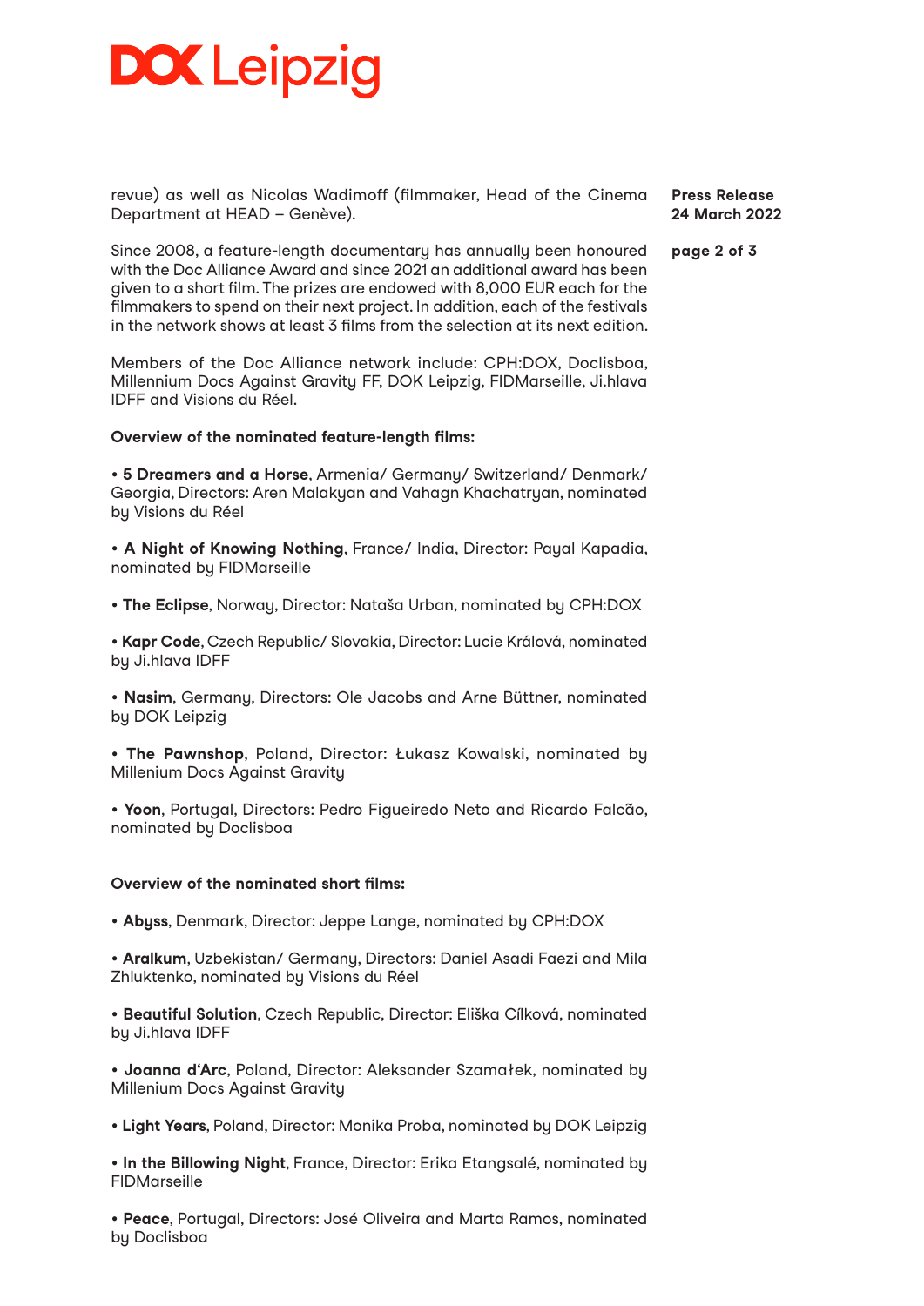revue) as well as Nicolas Wadimoff (filmmaker, Head of the Cinema Department at HEAD – Genève).

Since 2008, a feature-length documentary has annually been honoured with the Doc Alliance Award and since 2021 an additional award has been given to a short film. The prizes are endowed with 8,000 EUR each for the filmmakers to spend on their next project. In addition, each of the festivals in the network shows at least 3 films from the selection at its next edition.

Members of the Doc Alliance network include: CPH:DOX, Doclisboa, Millennium Docs Against Gravity FF, DOK Leipzig, FIDMarseille, Ji.hlava IDFF and Visions du Réel.

**Overview of the nominated feature-length films:**

• **5 Dreamers and a Horse**, Armenia/ Germany/ Switzerland/ Denmark/ Georgia, Directors: Aren Malakyan and Vahagn Khachatryan, nominated by Visions du Réel

• **A Night of Knowing Nothing**, France/ India, Director: Payal Kapadia, nominated by FIDMarseille

• **The Eclipse**, Norway, Director: Nataša Urban, nominated by CPH:DOX

• **Kapr Code**, Czech Republic/ Slovakia, Director: Lucie Králová, nominated by Ji.hlava IDFF

• **Nasim**, Germany, Directors: Ole Jacobs and Arne Büttner, nominated by DOK Leipzig

• **The Pawnshop**, Poland, Director: Łukasz Kowalski, nominated by Millenium Docs Against Gravity

• **Yoon**, Portugal, Directors: Pedro Figueiredo Neto and Ricardo Falcão, nominated by Doclisboa

**Overview of the nominated short films:**

• **Abyss**, Denmark, Director: Jeppe Lange, nominated by CPH:DOX

• **Aralkum**, Uzbekistan/ Germany, Directors: Daniel Asadi Faezi and Mila Zhluktenko, nominated by Visions du Réel

• **Beautiful Solution**, Czech Republic, Director: Eliška Cílková, nominated by Ji.hlava IDFF

• **Joanna d'Arc**, Poland, Director: Aleksander Szamałek, nominated by Millenium Docs Against Gravity

• **Light Years**, Poland, Director: Monika Proba, nominated by DOK Leipzig

• **In the Billowing Night**, France, Director: Erika Etangsalé, nominated by FIDMarseille

• **Peace**, Portugal, Directors: José Oliveira and Marta Ramos, nominated by Doclisboa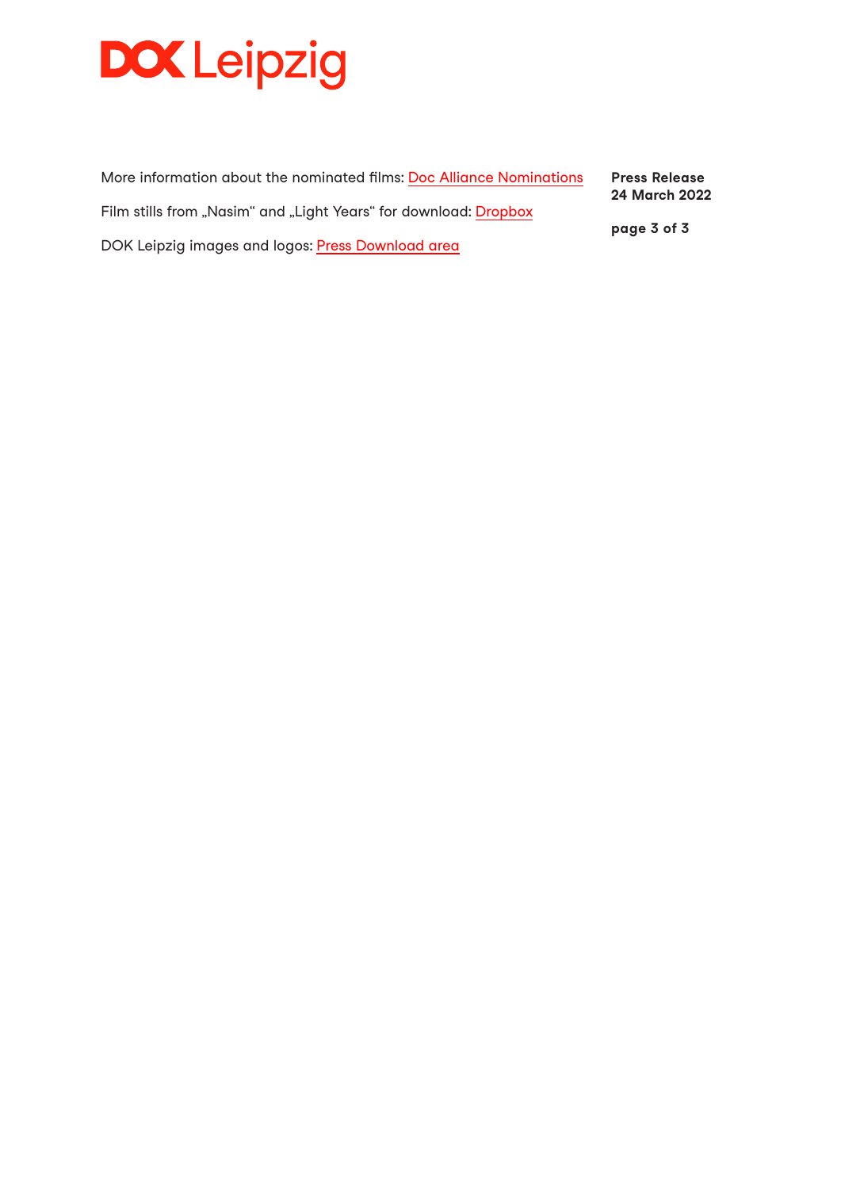More information about the nominated films: Doc Alliance Nominations

Film stills from „Nasim" and „Light Years" for download: Dropbox

DOK Leipzig images and logos: Press Download area